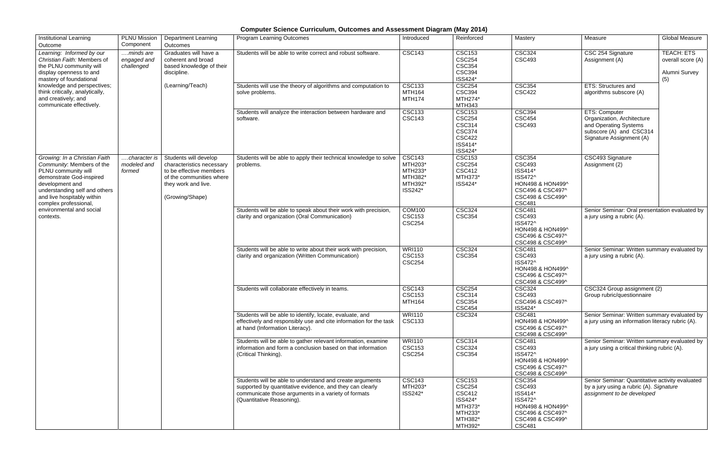# Computer Science Curriculum, Outcomes and Assessment Diagram (May 2014)

| Institutional Learning Outcome | PLNU Mission Component | Department Learning Outcomes | Program Learning Outcomes | Introduced | Reinforced | Mastery | Measure | Global Measure |
|---|---|---|---|---|---|---|---|---|
| *Learning: Informed by our Christian Faith:* Members of the PLNU community will display openness to and mastery of foundational knowledge and perspectives; think critically, analytically, and creatively; and communicate effectively. | *….minds are engaged and challenged* | Graduates will have a coherent and broad based knowledge of their discipline.<br><br>(Learning/Teach) | Students will be able to write correct and robust software. | CSC143 | CSC153<br>CSC254<br>CSC354<br>CSC394<br>ISS424* | CSC324<br>CSC493 | CSC 254 Signature Assignment (A) | TEACH: ETS overall score (A)<br><br>Alumni Survey (5) |
| | | | Students will use the theory of algorithms and computation to solve problems. | CSC133<br>MTH164<br>MTH174 | CSC254<br>CSC394<br>MTH274*<br>MTH343 | CSC354<br>CSC422 | ETS: Structures and algorithms subscore (A) | |
| | | | Students will analyze the interaction between hardware and software. | CSC133<br>CSC143 | CSC153<br>CSC254<br>CSC314<br>CSC374<br>CSC422<br>ISS414*<br>ISS424* | CSC394<br>CSC454<br>CSC493 | ETS: Computer Organization, Architecture and Operating Systems subscore (A) and CSC314 Signature Assignment (A) | |
| *Growing: In a Christian Faith Community:* Members of the PLNU community will demonstrate God-inspired development and understanding self and others and live hospitably within complex professional, environmental and social contexts. | *….character is modeled and formed* | Students will develop characteristics necessary to be effective members of the communities where they work and live.<br><br>(Growing/Shape) | Students will be able to apply their technical knowledge to solve problems. | CSC143<br>MTH203*<br>MTH233*<br>MTH382*<br>MTH392*<br>ISS242* | CSC153<br>CSC254<br>CSC412<br>MTH373*<br>ISS424* | CSC354<br>CSC493<br>ISS414*<br>ISS472^<br>HON498 & HON499^<br>CSC496 & CSC497^<br>CSC498 & CSC499^<br>CSC481 | CSC493 Signature Assignment (2) | |
| | | | Students will be able to speak about their work with precision, clarity and organization (Oral Communication) | COM100<br>CSC153<br>CSC254 | CSC324<br>CSC354 | CSC481<br>CSC493<br>ISS472^<br>HON498 & HON499^<br>CSC496 & CSC497^<br>CSC498 & CSC499^ | Senior Seminar: Oral presentation evaluated by a jury using a rubric (A). | |
| | | | Students will be able to write about their work with precision, clarity and organization (Written Communication) | WRI110<br>CSC153<br>CSC254 | CSC324<br>CSC354 | CSC481<br>CSC493<br>ISS472^<br>HON498 & HON499^<br>CSC496 & CSC497^<br>CSC498 & CSC499^ | Senior Seminar: Written summary evaluated by a jury using a rubric (A). | |
| | | | Students will collaborate effectively in teams. | CSC143<br>CSC153<br>MTH164 | CSC254<br>CSC314<br>CSC354<br>CSC454 | CSC324<br>CSC493<br>CSC496 & CSC497^<br>ISS424* | CSC324 Group assignment (2)<br>Group rubric/questionnaire | |
| | | | Students will be able to identify, locate, evaluate, and effectively and responsibly use and cite information for the task at hand (Information Literacy). | WRI110<br>CSC133 | CSC324 | CSC481<br>HON498 & HON499^<br>CSC496 & CSC497^<br>CSC498 & CSC499^ | Senior Seminar: Written summary evaluated by a jury using an information literacy rubric (A). | |
| | | | Students will be able to gather relevant information, examine information and form a conclusion based on that information (Critical Thinking). | WRI110<br>CSC153<br>CSC254 | CSC314<br>CSC324<br>CSC354 | CSC481<br>CSC493<br>ISS472^<br>HON498 & HON499^<br>CSC496 & CSC497^<br>CSC498 & CSC499^ | Senior Seminar: Written summary evaluated by a jury using a critical thinking rubric (A). | |
| | | | Students will be able to understand and create arguments supported by quantitative evidence, and they can clearly communicate those arguments in a variety of formats (Quantitative Reasoning). | CSC143<br>MTH203*<br>ISS242* | CSC153<br>CSC254<br>CSC412<br>ISS424*<br>MTH373*<br>MTH233*<br>MTH382*<br>MTH392* | CSC354<br>CSC493<br>ISS414*<br>ISS472^<br>HON498 & HON499^<br>CSC496 & CSC497^<br>CSC498 & CSC499^<br>CSC481 | Senior Seminar: Quantitative activity evaluated by a jury using a rubric (A). *Signature assignment to be developed* | |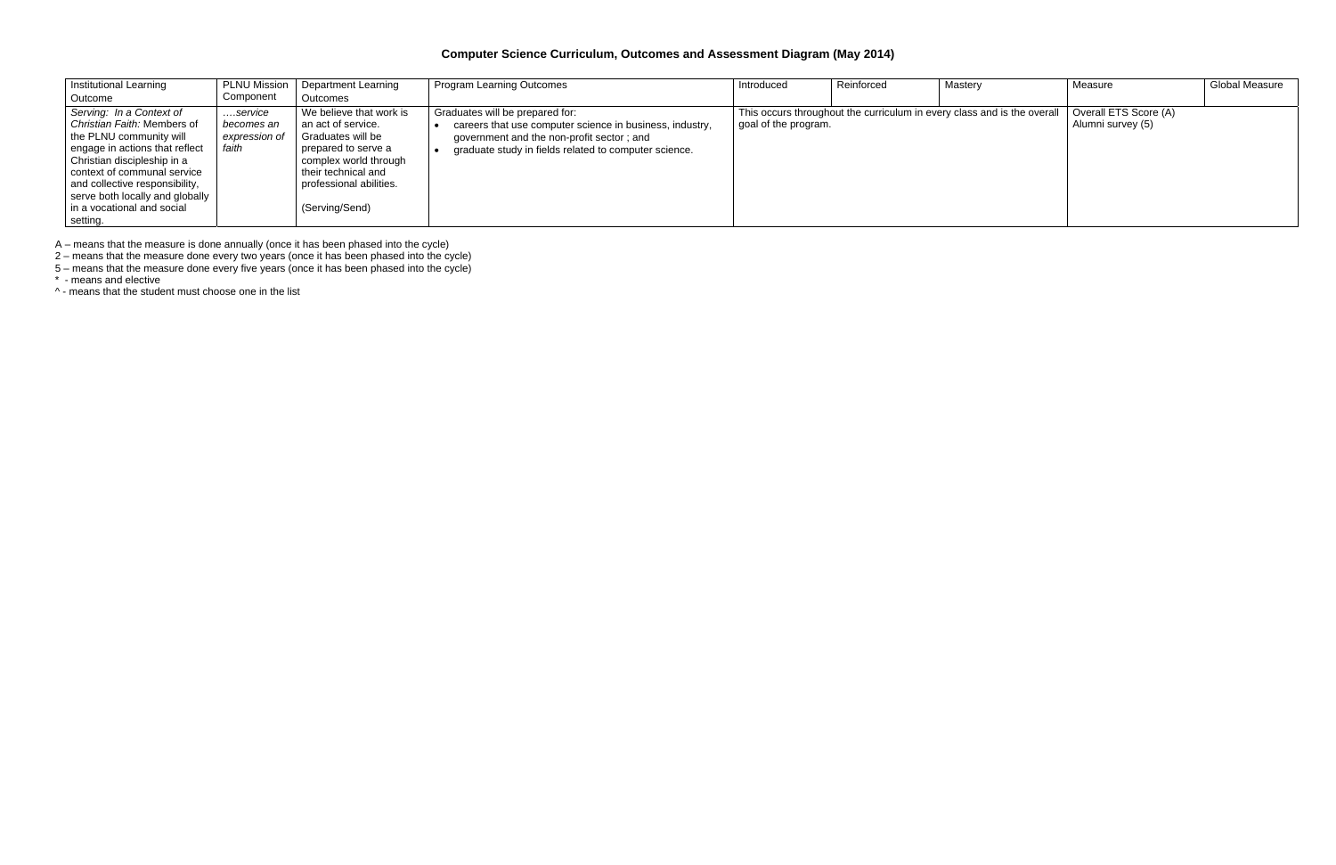**Computer Science Curriculum, Outcomes and Assessment Diagram (May 2014)**

| Institutional Learning Outcome | PLNU Mission Component | Department Learning Outcomes | Program Learning Outcomes | Introduced | Reinforced | Mastery | Measure | Global Measure |
|---|---|---|---|---|---|---|---|---|
| *Serving: In a Context of Christian Faith:* Members of the PLNU community will engage in actions that reflect Christian discipleship in a context of communal service and collective responsibility, serve both locally and globally in a vocational and social setting. | *….service becomes an expression of faith* | We believe that work is an act of service. Graduates will be prepared to serve a complex world through their technical and professional abilities.<br><br>(Serving/Send) | Graduates will be prepared for:<br>• careers that use computer science in business, industry, government and the non-profit sector ; and<br>• graduate study in fields related to computer science. | This occurs throughout the curriculum in every class and is the overall goal of the program. | | | Overall ETS Score (A)<br>Alumni survey (5) | |

A – means that the measure is done annually (once it has been phased into the cycle)
2 – means that the measure done every two years (once it has been phased into the cycle)
5 – means that the measure done every five years (once it has been phased into the cycle)
\* - means and elective
^ - means that the student must choose one in the list